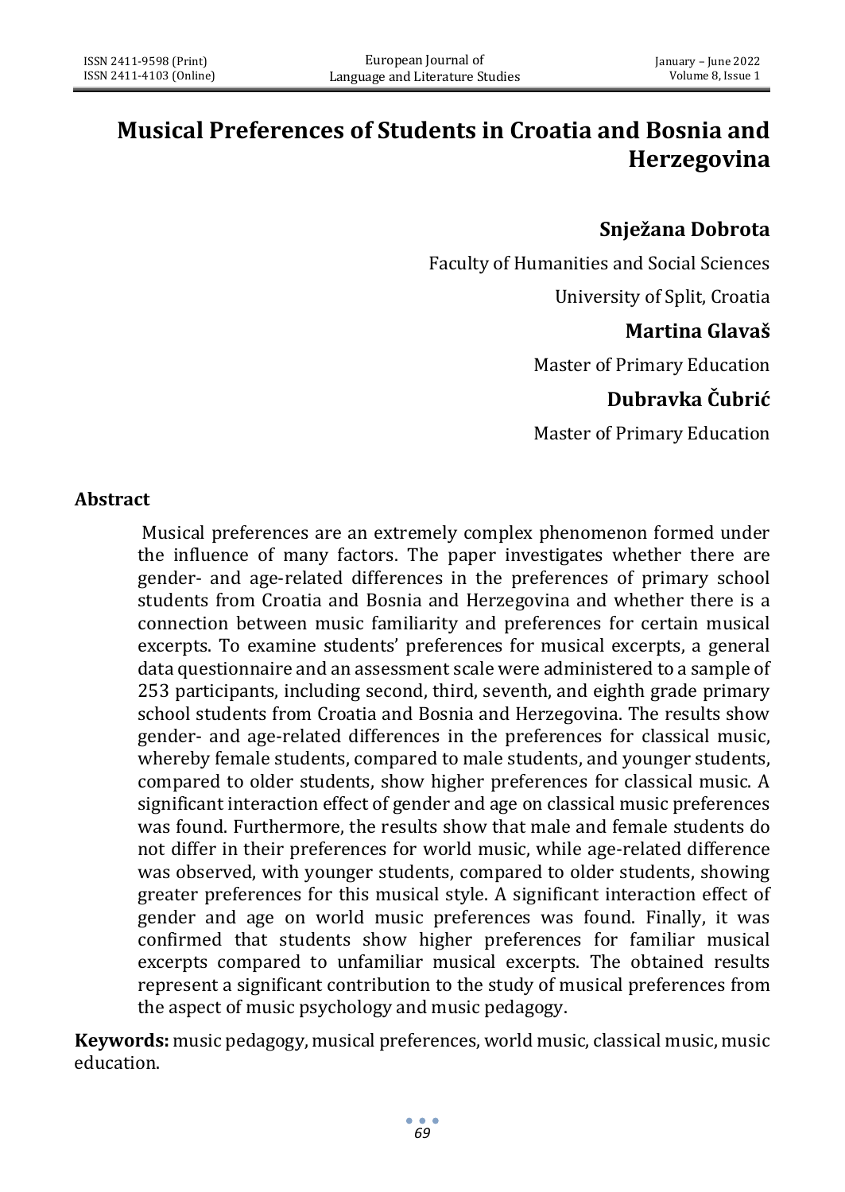# Musical Preferences of Students in Croatia and Bosnia and Herzegovina

**Snježana Dobrota**

Faculty of Humanities and Social Sciences

University of Split, Croatia

**Martina Glavaš**

Master of Primary Education

**Dubravka Čubrić**

Master of Primary Education

## Abstract

Musical preferences are an extremely complex phenomenon formed under the influence of many factors. The paper investigates whether there are gender- and age-related differences in the preferences of primary school students from Croatia and Bosnia and Herzegovina and whether there is a connection between music familiarity and preferences for certain musical excerpts. To examine students' preferences for musical excerpts, a general data questionnaire and an assessment scale were administered to a sample of 253 participants, including second, third, seventh, and eighth grade primary school students from Croatia and Bosnia and Herzegovina. The results show gender- and age-related differences in the preferences for classical music, whereby female students, compared to male students, and younger students, compared to older students, show higher preferences for classical music. A significant interaction effect of gender and age on classical music preferences was found. Furthermore, the results show that male and female students do not differ in their preferences for world music, while age-related difference was observed, with younger students, compared to older students, showing greater preferences for this musical style. A significant interaction effect of gender and age on world music preferences was found. Finally, it was confirmed that students show higher preferences for familiar musical excerpts compared to unfamiliar musical excerpts. The obtained results represent a significant contribution to the study of musical preferences from the aspect of music psychology and music pedagogy.

**Keywords:** music pedagogy, musical preferences, world music, classical music, music education.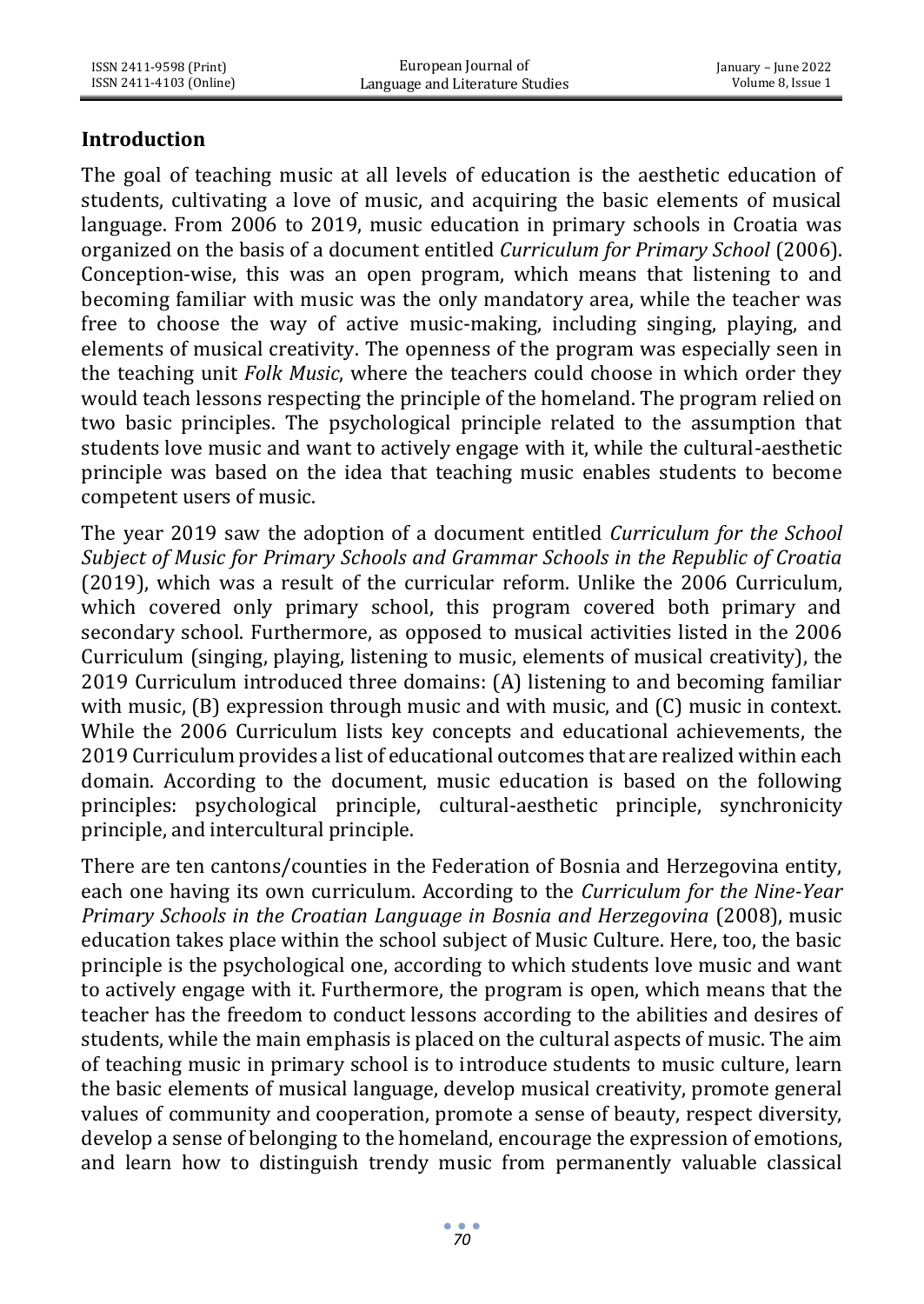## Introduction

The goal of teaching music at all levels of education is the aesthetic education of students, cultivating a love of music, and acquiring the basic elements of musical language. From 2006 to 2019, music education in primary schools in Croatia was organized on the basis of a document entitled *Curriculum for Primary School* (2006). Conception-wise, this was an open program, which means that listening to and becoming familiar with music was the only mandatory area, while the teacher was free to choose the way of active music-making, including singing, playing, and elements of musical creativity. The openness of the program was especially seen in the teaching unit *Folk Music*, where the teachers could choose in which order they would teach lessons respecting the principle of the homeland. The program relied on two basic principles. The psychological principle related to the assumption that students love music and want to actively engage with it, while the cultural-aesthetic principle was based on the idea that teaching music enables students to become competent users of music.

The year 2019 saw the adoption of a document entitled *Curriculum for the School Subject of Music for Primary Schools and Grammar Schools in the Republic of Croatia* (2019), which was a result of the curricular reform. Unlike the 2006 Curriculum, which covered only primary school, this program covered both primary and secondary school. Furthermore, as opposed to musical activities listed in the 2006 Curriculum (singing, playing, listening to music, elements of musical creativity), the 2019 Curriculum introduced three domains: (A) listening to and becoming familiar with music, (B) expression through music and with music, and (C) music in context. While the 2006 Curriculum lists key concepts and educational achievements, the 2019 Curriculum provides a list of educational outcomes that are realized within each domain. According to the document, music education is based on the following principles: psychological principle, cultural-aesthetic principle, synchronicity principle, and intercultural principle.

There are ten cantons/counties in the Federation of Bosnia and Herzegovina entity, each one having its own curriculum. According to the *Curriculum for the Nine-Year Primary Schools in the Croatian Language in Bosnia and Herzegovina* (2008), music education takes place within the school subject of Music Culture. Here, too, the basic principle is the psychological one, according to which students love music and want to actively engage with it. Furthermore, the program is open, which means that the teacher has the freedom to conduct lessons according to the abilities and desires of students, while the main emphasis is placed on the cultural aspects of music. The aim of teaching music in primary school is to introduce students to music culture, learn the basic elements of musical language, develop musical creativity, promote general values of community and cooperation, promote a sense of beauty, respect diversity, develop a sense of belonging to the homeland, encourage the expression of emotions, and learn how to distinguish trendy music from permanently valuable classical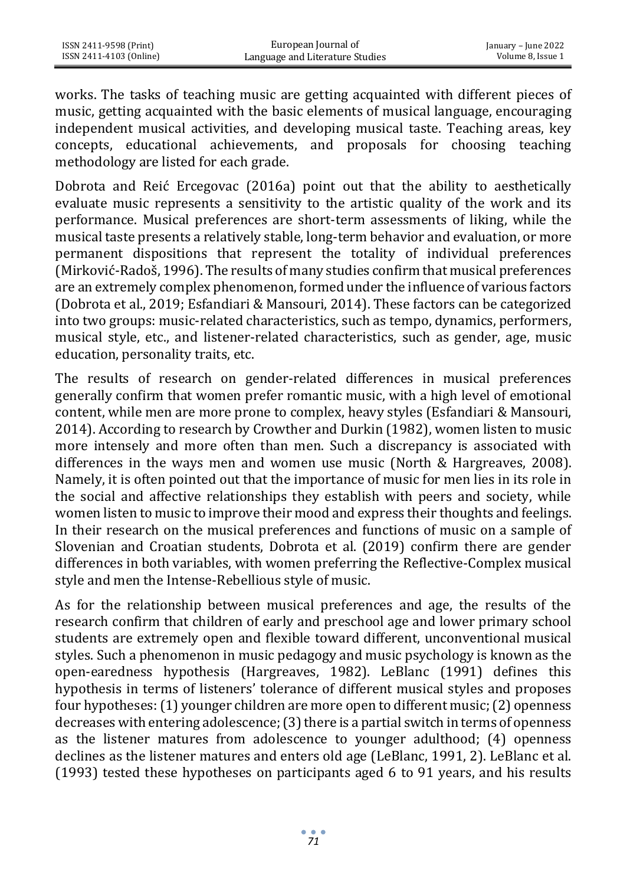works. The tasks of teaching music are getting acquainted with different pieces of music, getting acquainted with the basic elements of musical language, encouraging independent musical activities, and developing musical taste. Teaching areas, key concepts, educational achievements, and proposals for choosing teaching methodology are listed for each grade.

Dobrota and Reić Ercegovac (2016a) point out that the ability to aesthetically evaluate music represents a sensitivity to the artistic quality of the work and its performance. Musical preferences are short-term assessments of liking, while the musical taste presents a relatively stable, long-term behavior and evaluation, or more permanent dispositions that represent the totality of individual preferences (Mirković-Radoš, 1996). The results of many studies confirm that musical preferences are an extremely complex phenomenon, formed under the influence of various factors (Dobrota et al., 2019; Esfandiari & Mansouri, 2014). These factors can be categorized into two groups: music-related characteristics, such as tempo, dynamics, performers, musical style, etc., and listener-related characteristics, such as gender, age, music education, personality traits, etc.

The results of research on gender-related differences in musical preferences generally confirm that women prefer romantic music, with a high level of emotional content, while men are more prone to complex, heavy styles (Esfandiari & Mansouri, 2014). According to research by Crowther and Durkin (1982), women listen to music more intensely and more often than men. Such a discrepancy is associated with differences in the ways men and women use music (North & Hargreaves, 2008). Namely, it is often pointed out that the importance of music for men lies in its role in the social and affective relationships they establish with peers and society, while women listen to music to improve their mood and express their thoughts and feelings. In their research on the musical preferences and functions of music on a sample of Slovenian and Croatian students, Dobrota et al. (2019) confirm there are gender differences in both variables, with women preferring the Reflective-Complex musical style and men the Intense-Rebellious style of music.

As for the relationship between musical preferences and age, the results of the research confirm that children of early and preschool age and lower primary school students are extremely open and flexible toward different, unconventional musical styles. Such a phenomenon in music pedagogy and music psychology is known as the open-earedness hypothesis (Hargreaves, 1982). LeBlanc (1991) defines this hypothesis in terms of listeners' tolerance of different musical styles and proposes four hypotheses: (1) younger children are more open to different music; (2) openness decreases with entering adolescence; (3) there is a partial switch in terms of openness as the listener matures from adolescence to younger adulthood; (4) openness declines as the listener matures and enters old age (LeBlanc, 1991, 2). LeBlanc et al. (1993) tested these hypotheses on participants aged 6 to 91 years, and his results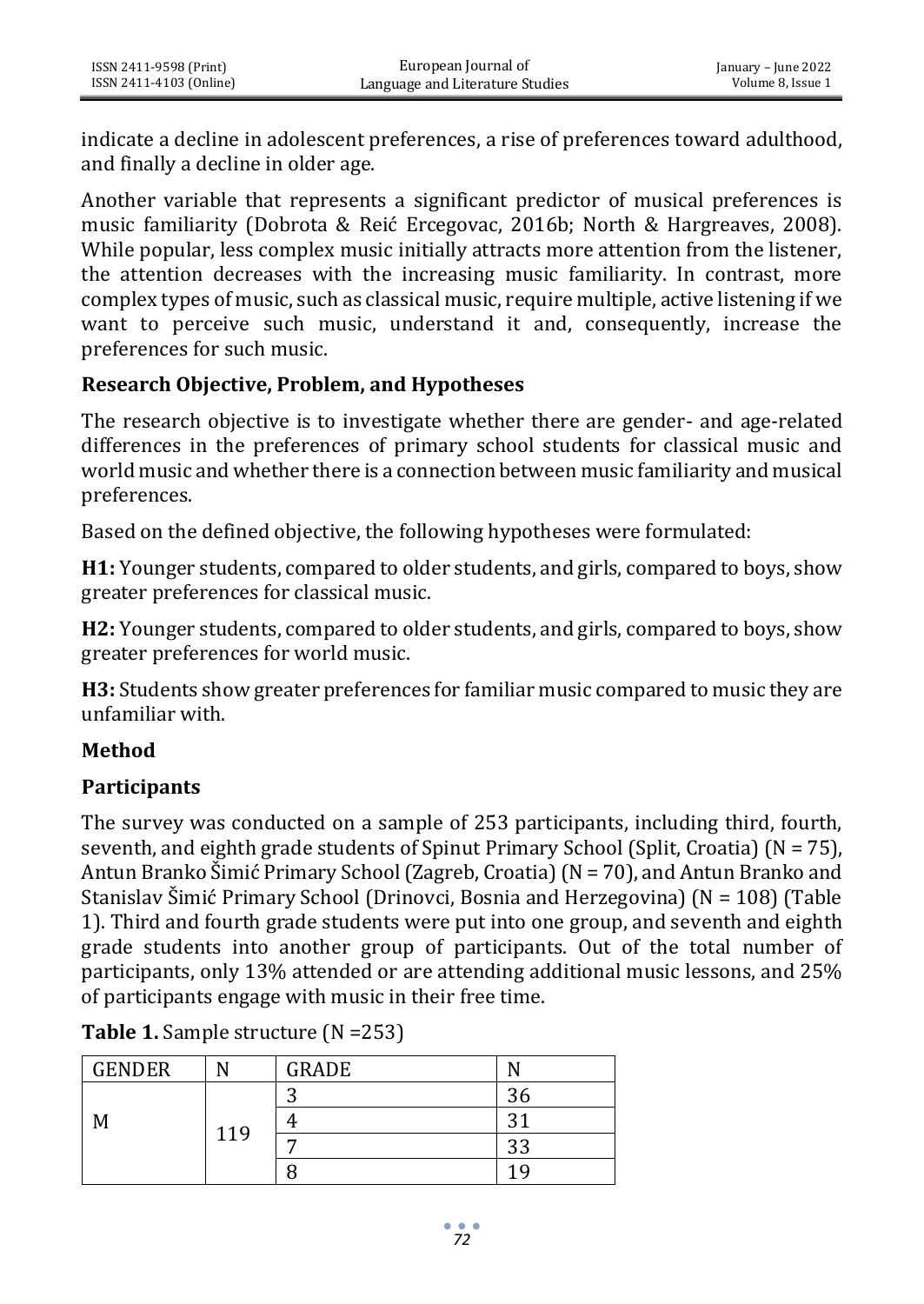indicate a decline in adolescent preferences, a rise of preferences toward adulthood, and finally a decline in older age.

Another variable that represents a significant predictor of musical preferences is music familiarity (Dobrota & Reić Ercegovac, 2016b; North & Hargreaves, 2008). While popular, less complex music initially attracts more attention from the listener, the attention decreases with the increasing music familiarity. In contrast, more complex types of music, such as classical music, require multiple, active listening if we want to perceive such music, understand it and, consequently, increase the preferences for such music.

### Research Objective, Problem, and Hypotheses

The research objective is to investigate whether there are gender- and age-related differences in the preferences of primary school students for classical music and world music and whether there is a connection between music familiarity and musical preferences.

Based on the defined objective, the following hypotheses were formulated:

**H1:** Younger students, compared to older students, and girls, compared to boys, show greater preferences for classical music.

**H2:** Younger students, compared to older students, and girls, compared to boys, show greater preferences for world music.

**H3:** Students show greater preferences for familiar music compared to music they are unfamiliar with.

## Method

### Participants

The survey was conducted on a sample of 253 participants, including third, fourth, seventh, and eighth grade students of Spinut Primary School (Split, Croatia) (N = 75), Antun Branko Šimić Primary School (Zagreb, Croatia) (N = 70), and Antun Branko and Stanislav Šimić Primary School (Drinovci, Bosnia and Herzegovina) (N = 108) (Table 1). Third and fourth grade students were put into one group, and seventh and eighth grade students into another group of participants. Out of the total number of participants, only 13% attended or are attending additional music lessons, and 25% of participants engage with music in their free time.

**Table 1.** Sample structure (N =253)

| GENDER | N | GRADE | N |
|---|---|---|---|
| M | 119 | 3 | 36 |
| | | 4 | 31 |
| | | 7 | 33 |
| | | 8 | 19 |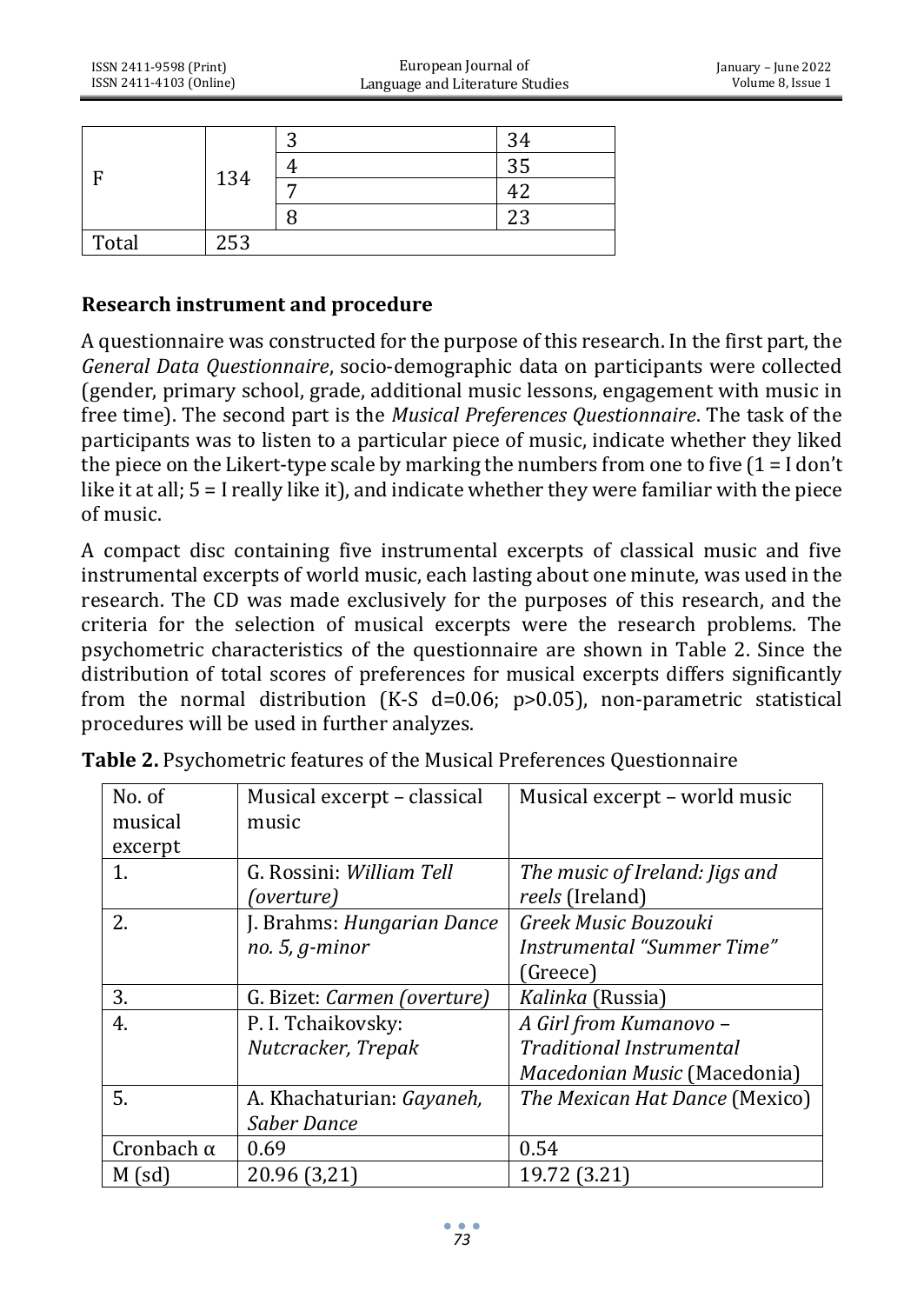| F | 134 | 3 | 34 |
|---|---|---|---|
| | | 4 | 35 |
| | | 7 | 42 |
| | | 8 | 23 |
| Total | 253 | | |

## Research instrument and procedure

A questionnaire was constructed for the purpose of this research. In the first part, the *General Data Questionnaire*, socio-demographic data on participants were collected (gender, primary school, grade, additional music lessons, engagement with music in free time). The second part is the *Musical Preferences Questionnaire*. The task of the participants was to listen to a particular piece of music, indicate whether they liked the piece on the Likert-type scale by marking the numbers from one to five (1 = I don't like it at all; 5 = I really like it), and indicate whether they were familiar with the piece of music.

A compact disc containing five instrumental excerpts of classical music and five instrumental excerpts of world music, each lasting about one minute, was used in the research. The CD was made exclusively for the purposes of this research, and the criteria for the selection of musical excerpts were the research problems. The psychometric characteristics of the questionnaire are shown in Table 2. Since the distribution of total scores of preferences for musical excerpts differs significantly from the normal distribution (K-S $d=0.06$; $p>0.05$), non-parametric statistical procedures will be used in further analyzes.

**Table 2.** Psychometric features of the Musical Preferences Questionnaire

| No. of musical excerpt | Musical excerpt – classical music | Musical excerpt – world music |
|---|---|---|
| 1. | G. Rossini: *William Tell (overture)* | *The music of Ireland: Jigs and reels* (Ireland) |
| 2. | J. Brahms: *Hungarian Dance no. 5, g-minor* | *Greek Music Bouzouki Instrumental "Summer Time"* (Greece) |
| 3. | G. Bizet: *Carmen (overture)* | *Kalinka* (Russia) |
| 4. | P. I. Tchaikovsky: *Nutcracker, Trepak* | *A Girl from Kumanovo – Traditional Instrumental Macedonian Music* (Macedonia) |
| 5. | A. Khachaturian: *Gayaneh, Saber Dance* | *The Mexican Hat Dance* (Mexico) |
| Cronbach α | 0.69 | 0.54 |
| M (sd) | 20.96 (3,21) | 19.72 (3.21) |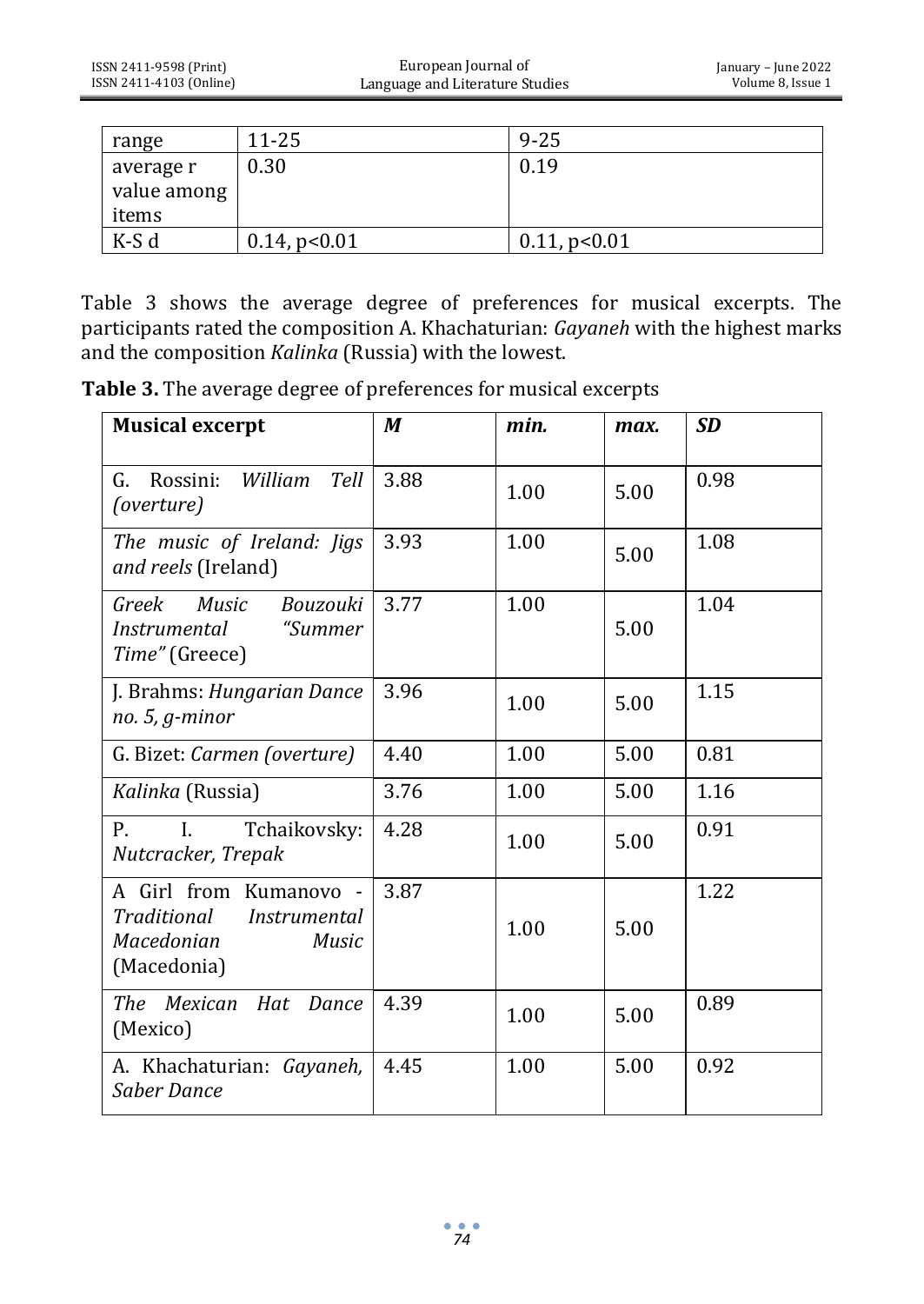| range | 11-25 | 9-25 |
|---|---|---|
| average r value among items | 0.30 | 0.19 |
| K-S d | 0.14, p<0.01 | 0.11, p<0.01 |

Table 3 shows the average degree of preferences for musical excerpts. The participants rated the composition A. Khachaturian: *Gayaneh* with the highest marks and the composition *Kalinka* (Russia) with the lowest.

**Table 3.** The average degree of preferences for musical excerpts

| **Musical excerpt** | ***M*** | ***min.*** | ***max.*** | ***SD*** |
|---|---|---|---|---|
| G. Rossini: *William Tell (overture)* | 3.88 | 1.00 | 5.00 | 0.98 |
| *The music of Ireland: Jigs and reels* (Ireland) | 3.93 | 1.00 | 5.00 | 1.08 |
| *Greek Music Bouzouki Instrumental "Summer Time"* (Greece) | 3.77 | 1.00 | 5.00 | 1.04 |
| J. Brahms: *Hungarian Dance no. 5, g-minor* | 3.96 | 1.00 | 5.00 | 1.15 |
| G. Bizet: *Carmen (overture)* | 4.40 | 1.00 | 5.00 | 0.81 |
| *Kalinka* (Russia) | 3.76 | 1.00 | 5.00 | 1.16 |
| P. I. Tchaikovsky: *Nutcracker, Trepak* | 4.28 | 1.00 | 5.00 | 0.91 |
| A Girl from Kumanovo - *Traditional Instrumental Macedonian Music* (Macedonia) | 3.87 | 1.00 | 5.00 | 1.22 |
| *The Mexican Hat Dance* (Mexico) | 4.39 | 1.00 | 5.00 | 0.89 |
| A. Khachaturian: *Gayaneh, Saber Dance* | 4.45 | 1.00 | 5.00 | 0.92 |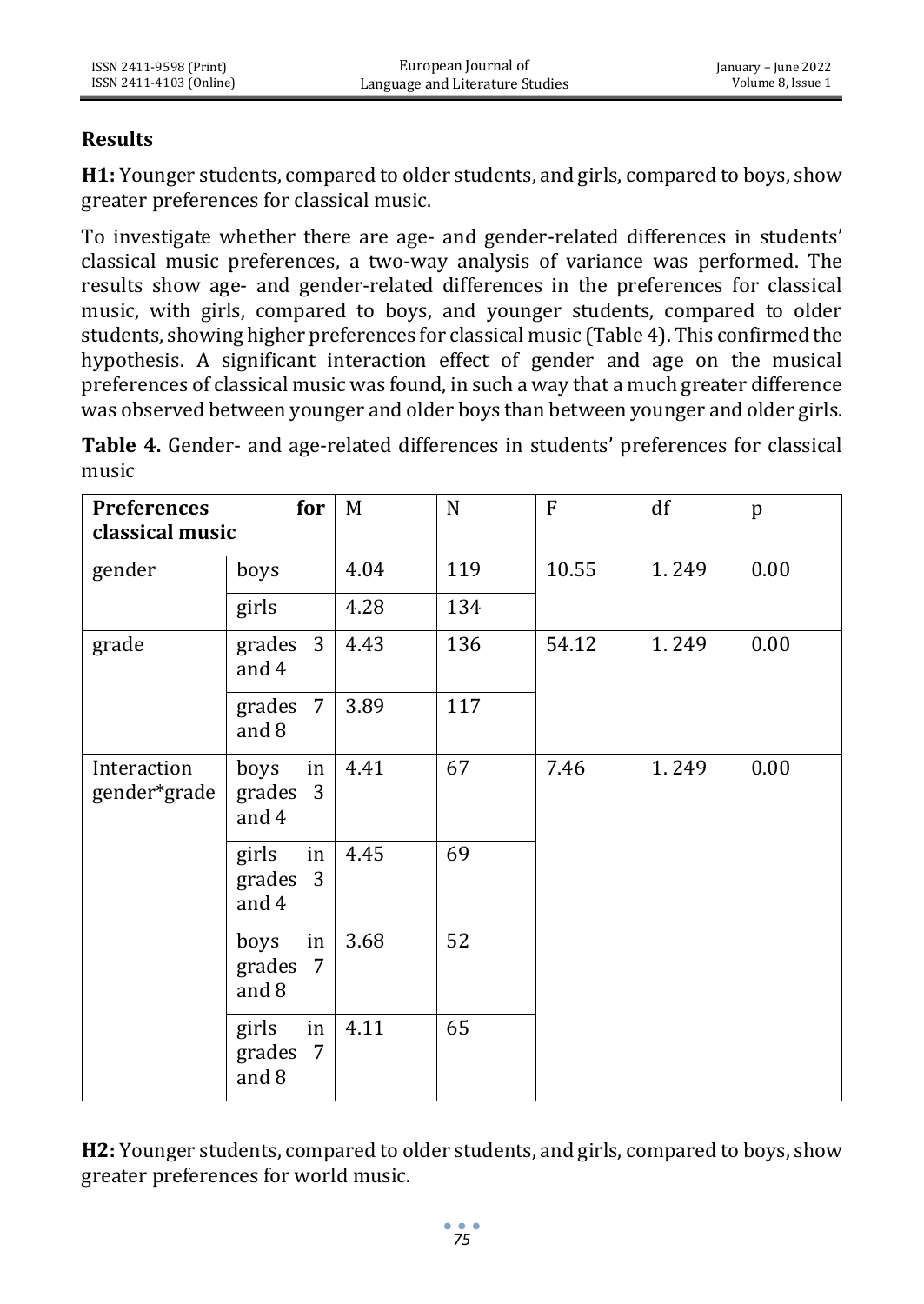## Results

**H1:** Younger students, compared to older students, and girls, compared to boys, show greater preferences for classical music.

To investigate whether there are age- and gender-related differences in students' classical music preferences, a two-way analysis of variance was performed. The results show age- and gender-related differences in the preferences for classical music, with girls, compared to boys, and younger students, compared to older students, showing higher preferences for classical music (Table 4). This confirmed the hypothesis. A significant interaction effect of gender and age on the musical preferences of classical music was found, in such a way that a much greater difference was observed between younger and older boys than between younger and older girls.

**Table 4.** Gender- and age-related differences in students' preferences for classical music

| Preferences for classical music | | M | N | F | df | p |
|---|---|---|---|---|---|---|
| gender | boys | 4.04 | 119 | 10.55 | 1. 249 | 0.00 |
| | girls | 4.28 | 134 | | | |
| grade | grades 3 and 4 | 4.43 | 136 | 54.12 | 1. 249 | 0.00 |
| | grades 7 and 8 | 3.89 | 117 | | | |
| Interaction gender*grade | boys in grades 3 and 4 | 4.41 | 67 | 7.46 | 1. 249 | 0.00 |
| | girls in grades 3 and 4 | 4.45 | 69 | | | |
| | boys in grades 7 and 8 | 3.68 | 52 | | | |
| | girls in grades 7 and 8 | 4.11 | 65 | | | |

**H2:** Younger students, compared to older students, and girls, compared to boys, show greater preferences for world music.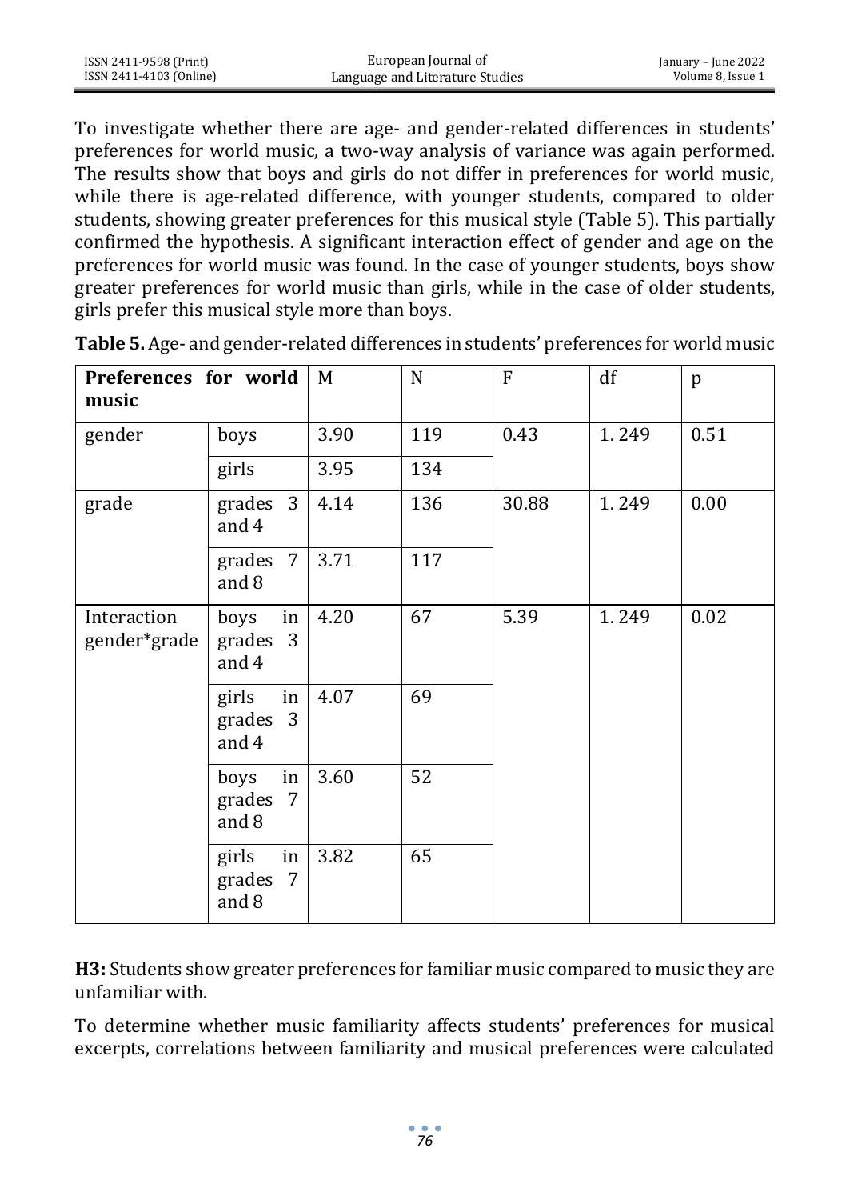To investigate whether there are age- and gender-related differences in students' preferences for world music, a two-way analysis of variance was again performed. The results show that boys and girls do not differ in preferences for world music, while there is age-related difference, with younger students, compared to older students, showing greater preferences for this musical style (Table 5). This partially confirmed the hypothesis. A significant interaction effect of gender and age on the preferences for world music was found. In the case of younger students, boys show greater preferences for world music than girls, while in the case of older students, girls prefer this musical style more than boys.

**Table 5.** Age- and gender-related differences in students' preferences for world music

| **Preferences for world music** | | M | N | F | df | p |
|---|---|---|---|---|---|---|
| gender | boys | 3.90 | 119 | 0.43 | 1. 249 | 0.51 |
| | girls | 3.95 | 134 | | | |
| grade | grades 3 and 4 | 4.14 | 136 | 30.88 | 1. 249 | 0.00 |
| | grades 7 and 8 | 3.71 | 117 | | | |
| Interaction gender*grade | boys in grades 3 and 4 | 4.20 | 67 | 5.39 | 1. 249 | 0.02 |
| | girls in grades 3 and 4 | 4.07 | 69 | | | |
| | boys in grades 7 and 8 | 3.60 | 52 | | | |
| | girls in grades 7 and 8 | 3.82 | 65 | | | |

**H3:** Students show greater preferences for familiar music compared to music they are unfamiliar with.

To determine whether music familiarity affects students' preferences for musical excerpts, correlations between familiarity and musical preferences were calculated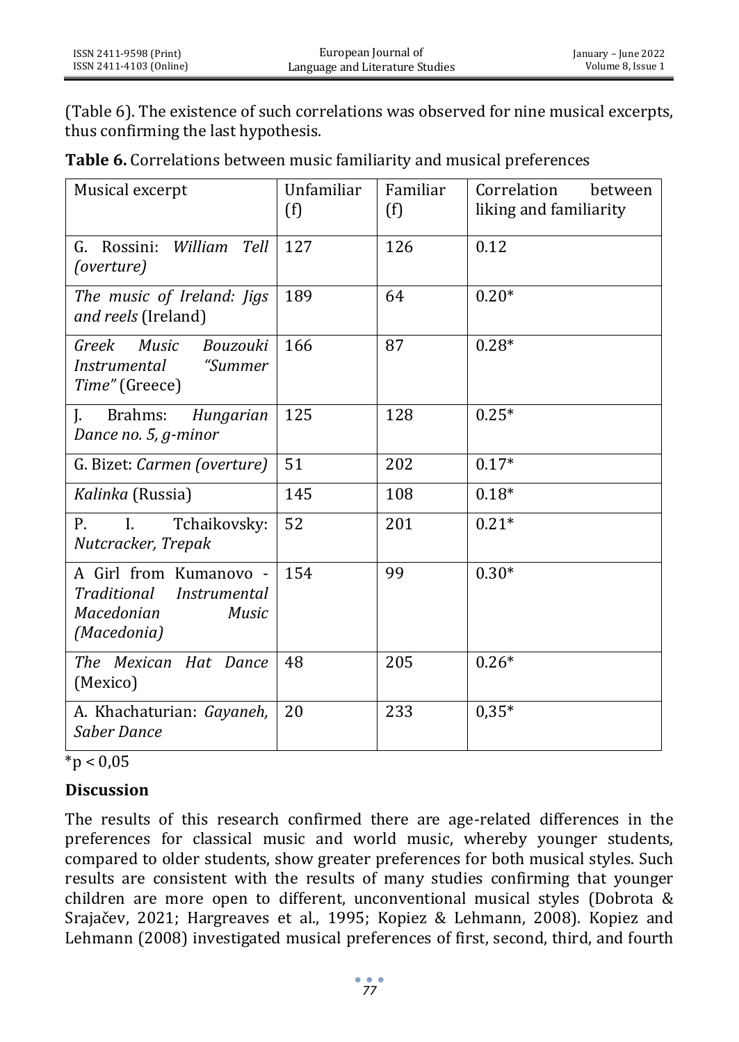(Table 6). The existence of such correlations was observed for nine musical excerpts, thus confirming the last hypothesis.

**Table 6.** Correlations between music familiarity and musical preferences

| Musical excerpt | Unfamiliar (f) | Familiar (f) | Correlation between liking and familiarity |
|---|---|---|---|
| G. Rossini: *William Tell (overture)* | 127 | 126 | 0.12 |
| *The music of Ireland: Jigs and reels* (Ireland) | 189 | 64 | 0.20* |
| *Greek Music Bouzouki Instrumental "Summer Time"* (Greece) | 166 | 87 | 0.28* |
| J. Brahms: *Hungarian Dance no. 5, g-minor* | 125 | 128 | 0.25* |
| G. Bizet: *Carmen (overture)* | 51 | 202 | 0.17* |
| *Kalinka* (Russia) | 145 | 108 | 0.18* |
| P. I. Tchaikovsky: *Nutcracker, Trepak* | 52 | 201 | 0.21* |
| A Girl from Kumanovo - *Traditional Instrumental Macedonian Music (Macedonia)* | 154 | 99 | 0.30* |
| *The Mexican Hat Dance* (Mexico) | 48 | 205 | 0.26* |
| A. Khachaturian: *Gayaneh, Saber Dance* | 20 | 233 | 0,35* |

*p < 0,05

## Discussion

The results of this research confirmed there are age-related differences in the preferences for classical music and world music, whereby younger students, compared to older students, show greater preferences for both musical styles. Such results are consistent with the results of many studies confirming that younger children are more open to different, unconventional musical styles (Dobrota & Srajačev, 2021; Hargreaves et al., 1995; Kopiez & Lehmann, 2008). Kopiez and Lehmann (2008) investigated musical preferences of first, second, third, and fourth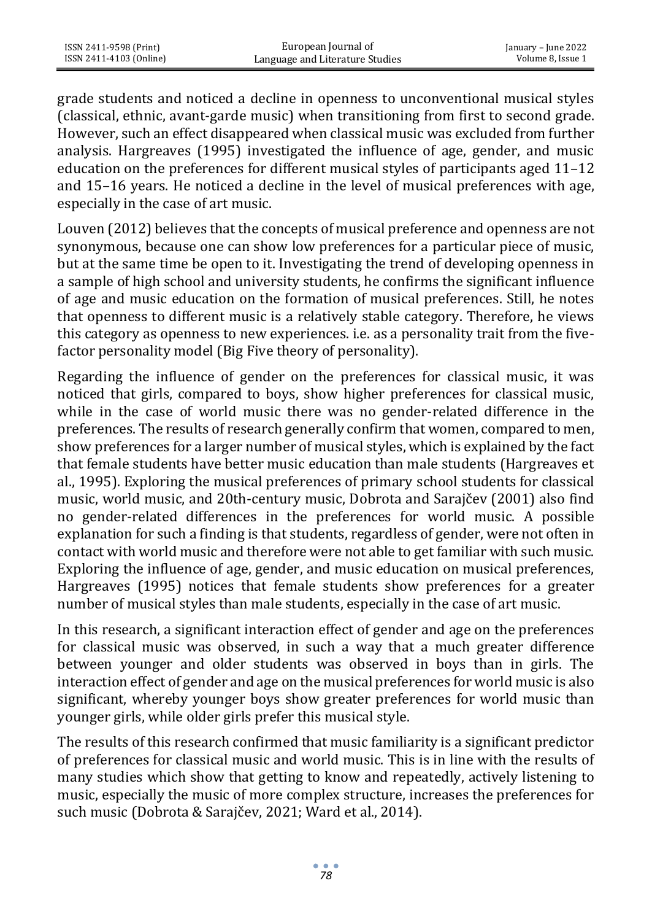grade students and noticed a decline in openness to unconventional musical styles (classical, ethnic, avant-garde music) when transitioning from first to second grade. However, such an effect disappeared when classical music was excluded from further analysis. Hargreaves (1995) investigated the influence of age, gender, and music education on the preferences for different musical styles of participants aged 11–12 and 15–16 years. He noticed a decline in the level of musical preferences with age, especially in the case of art music.

Louven (2012) believes that the concepts of musical preference and openness are not synonymous, because one can show low preferences for a particular piece of music, but at the same time be open to it. Investigating the trend of developing openness in a sample of high school and university students, he confirms the significant influence of age and music education on the formation of musical preferences. Still, he notes that openness to different music is a relatively stable category. Therefore, he views this category as openness to new experiences. i.e. as a personality trait from the five-factor personality model (Big Five theory of personality).

Regarding the influence of gender on the preferences for classical music, it was noticed that girls, compared to boys, show higher preferences for classical music, while in the case of world music there was no gender-related difference in the preferences. The results of research generally confirm that women, compared to men, show preferences for a larger number of musical styles, which is explained by the fact that female students have better music education than male students (Hargreaves et al., 1995). Exploring the musical preferences of primary school students for classical music, world music, and 20th-century music, Dobrota and Sarajčev (2001) also find no gender-related differences in the preferences for world music. A possible explanation for such a finding is that students, regardless of gender, were not often in contact with world music and therefore were not able to get familiar with such music. Exploring the influence of age, gender, and music education on musical preferences, Hargreaves (1995) notices that female students show preferences for a greater number of musical styles than male students, especially in the case of art music.

In this research, a significant interaction effect of gender and age on the preferences for classical music was observed, in such a way that a much greater difference between younger and older students was observed in boys than in girls. The interaction effect of gender and age on the musical preferences for world music is also significant, whereby younger boys show greater preferences for world music than younger girls, while older girls prefer this musical style.

The results of this research confirmed that music familiarity is a significant predictor of preferences for classical music and world music. This is in line with the results of many studies which show that getting to know and repeatedly, actively listening to music, especially the music of more complex structure, increases the preferences for such music (Dobrota & Sarajčev, 2021; Ward et al., 2014).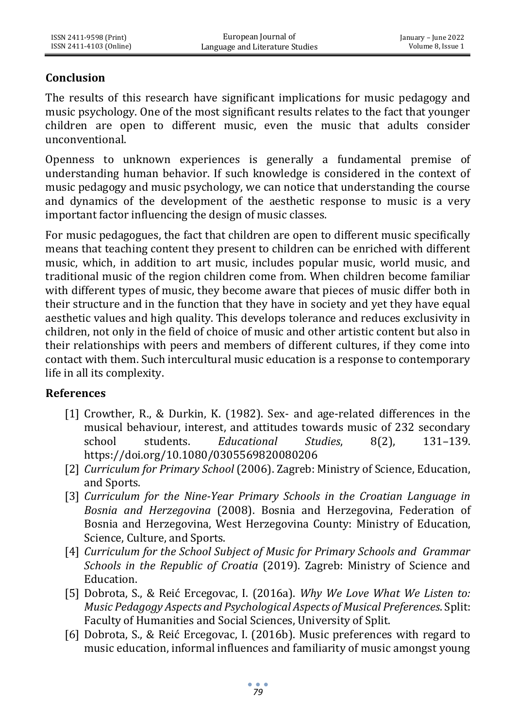## Conclusion

The results of this research have significant implications for music pedagogy and music psychology. One of the most significant results relates to the fact that younger children are open to different music, even the music that adults consider unconventional.

Openness to unknown experiences is generally a fundamental premise of understanding human behavior. If such knowledge is considered in the context of music pedagogy and music psychology, we can notice that understanding the course and dynamics of the development of the aesthetic response to music is a very important factor influencing the design of music classes.

For music pedagogues, the fact that children are open to different music specifically means that teaching content they present to children can be enriched with different music, which, in addition to art music, includes popular music, world music, and traditional music of the region children come from. When children become familiar with different types of music, they become aware that pieces of music differ both in their structure and in the function that they have in society and yet they have equal aesthetic values and high quality. This develops tolerance and reduces exclusivity in children, not only in the field of choice of music and other artistic content but also in their relationships with peers and members of different cultures, if they come into contact with them. Such intercultural music education is a response to contemporary life in all its complexity.

## References

[1] Crowther, R., & Durkin, K. (1982). Sex- and age-related differences in the musical behaviour, interest, and attitudes towards music of 232 secondary school students. *Educational Studies*, 8(2), 131–139. https://doi.org/10.1080/0305569820080206

[2] *Curriculum for Primary School* (2006). Zagreb: Ministry of Science, Education, and Sports.

[3] *Curriculum for the Nine-Year Primary Schools in the Croatian Language in Bosnia and Herzegovina* (2008). Bosnia and Herzegovina, Federation of Bosnia and Herzegovina, West Herzegovina County: Ministry of Education, Science, Culture, and Sports.

[4] *Curriculum for the School Subject of Music for Primary Schools and Grammar Schools in the Republic of Croatia* (2019). Zagreb: Ministry of Science and Education.

[5] Dobrota, S., & Reić Ercegovac, I. (2016a). *Why We Love What We Listen to: Music Pedagogy Aspects and Psychological Aspects of Musical Preferences*. Split: Faculty of Humanities and Social Sciences, University of Split.

[6] Dobrota, S., & Reić Ercegovac, I. (2016b). Music preferences with regard to music education, informal influences and familiarity of music amongst young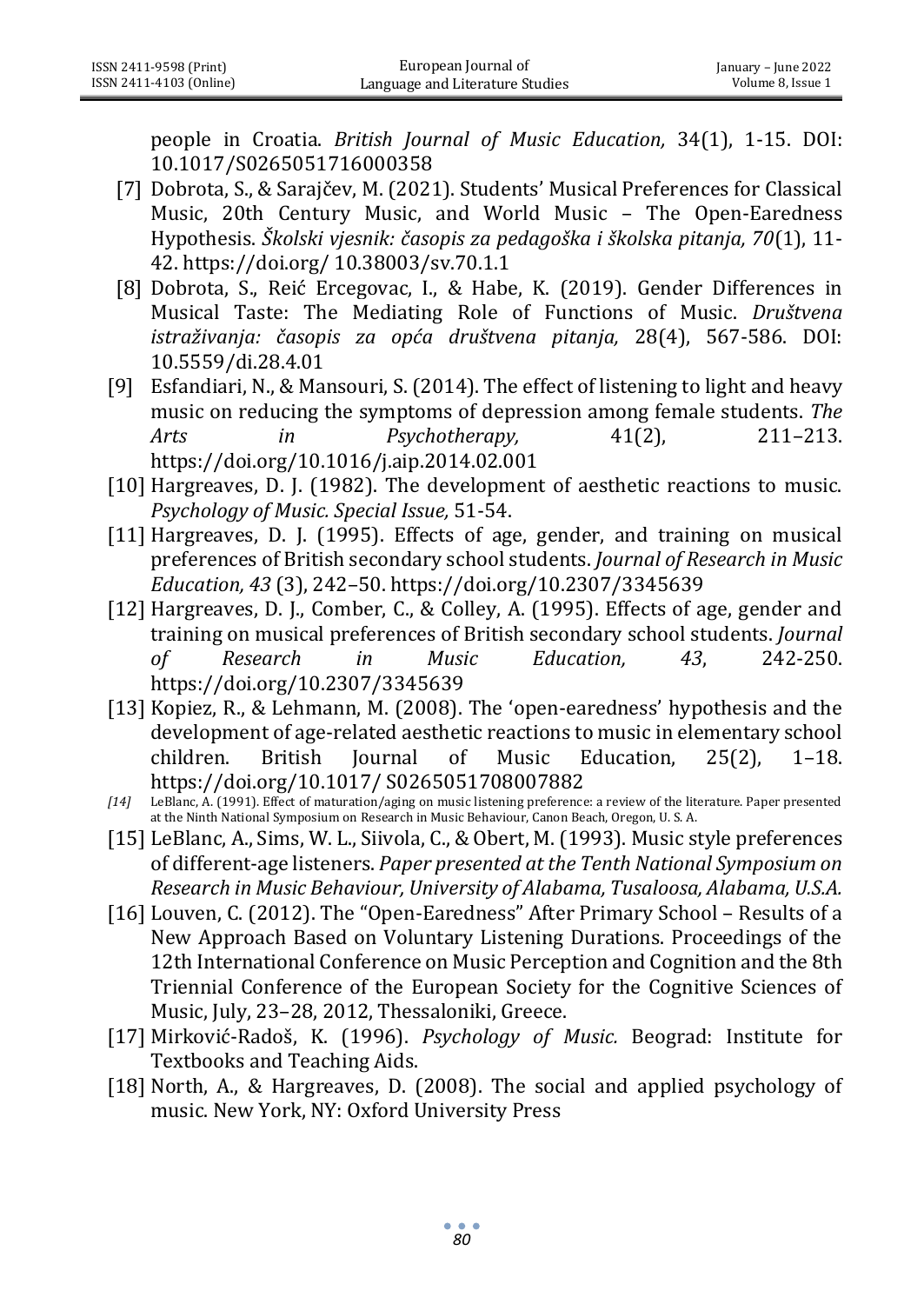people in Croatia. *British Journal of Music Education,* 34(1), 1-15. DOI: 10.1017/S0265051716000358

[7] Dobrota, S., & Sarajčev, M. (2021). Students' Musical Preferences for Classical Music, 20th Century Music, and World Music – The Open-Earedness Hypothesis. *Školski vjesnik: časopis za pedagoška i školska pitanja, 70*(1), 11-42. https://doi.org/ 10.38003/sv.70.1.1

[8] Dobrota, S., Reić Ercegovac, I., & Habe, K. (2019). Gender Differences in Musical Taste: The Mediating Role of Functions of Music. *Društvena istraživanja: časopis za opća društvena pitanja,* 28(4), 567-586. DOI: 10.5559/di.28.4.01

[9] Esfandiari, N., & Mansouri, S. (2014). The effect of listening to light and heavy music on reducing the symptoms of depression among female students. *The Arts in Psychotherapy,* 41(2), 211–213. https://doi.org/10.1016/j.aip.2014.02.001

[10] Hargreaves, D. J. (1982). The development of aesthetic reactions to music. *Psychology of Music. Special Issue,* 51-54.

[11] Hargreaves, D. J. (1995). Effects of age, gender, and training on musical preferences of British secondary school students. *Journal of Research in Music Education, 43* (3), 242–50. https://doi.org/10.2307/3345639

[12] Hargreaves, D. J., Comber, C., & Colley, A. (1995). Effects of age, gender and training on musical preferences of British secondary school students. *Journal of Research in Music Education, 43*, 242-250. https://doi.org/10.2307/3345639

[13] Kopiez, R., & Lehmann, M. (2008). The 'open-earedness' hypothesis and the development of age-related aesthetic reactions to music in elementary school children. British Journal of Music Education, 25(2), 1–18. https://doi.org/10.1017/ S0265051708007882

[14] LeBlanc, A. (1991). Effect of maturation/aging on music listening preference: a review of the literature. Paper presented at the Ninth National Symposium on Research in Music Behaviour, Canon Beach, Oregon, U. S. A.

[15] LeBlanc, A., Sims, W. L., Siivola, C., & Obert, M. (1993). Music style preferences of different-age listeners. *Paper presented at the Tenth National Symposium on Research in Music Behaviour, University of Alabama, Tusaloosa, Alabama, U.S.A.*

[16] Louven, C. (2012). The "Open-Earedness" After Primary School – Results of a New Approach Based on Voluntary Listening Durations. Proceedings of the 12th International Conference on Music Perception and Cognition and the 8th Triennial Conference of the European Society for the Cognitive Sciences of Music, July, 23–28, 2012, Thessaloniki, Greece.

[17] Mirković-Radoš, K. (1996). *Psychology of Music.* Beograd: Institute for Textbooks and Teaching Aids.

[18] North, A., & Hargreaves, D. (2008). The social and applied psychology of music. New York, NY: Oxford University Press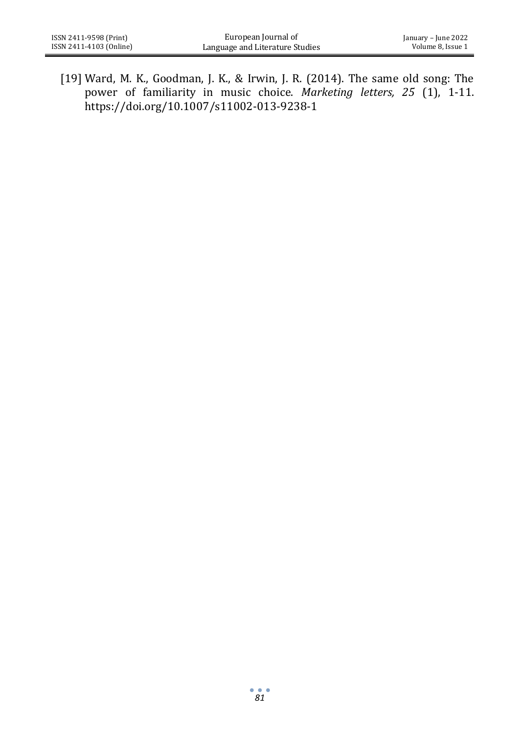[19] Ward, M. K., Goodman, J. K., & Irwin, J. R. (2014). The same old song: The power of familiarity in music choice. *Marketing letters, 25* (1), 1-11. https://doi.org/10.1007/s11002-013-9238-1